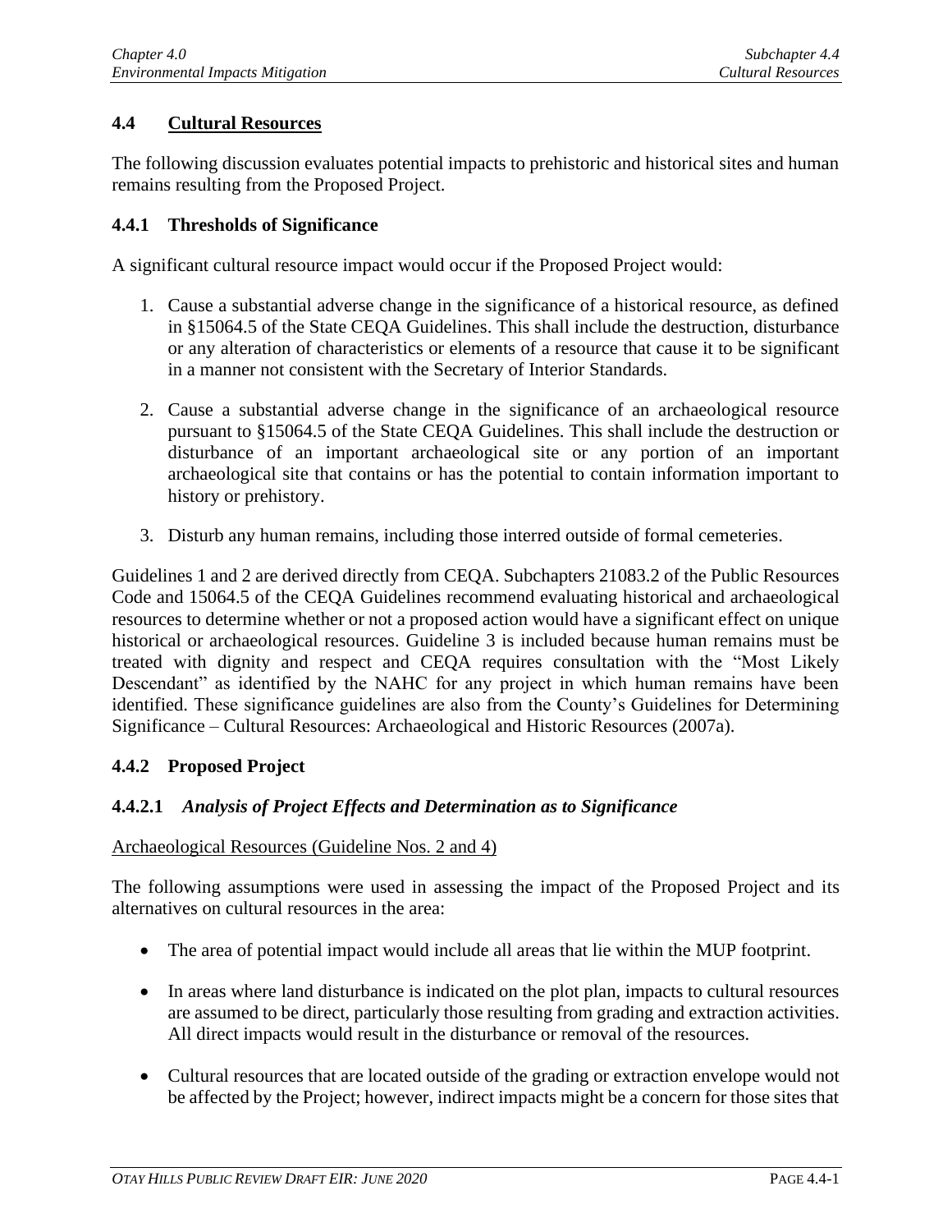## 4.4 Cultural Resources

The following discussion evaluates potential impacts to prehistoric and historical sites and human remains resulting from the Proposed Project.

### 4.4.1 Thresholds of Significance

A significant cultural resource impact would occur if the Proposed Project would:

1. Cause a substantial adverse change in the significance of a historical resource, as defined in §15064.5 of the State CEQA Guidelines. This shall include the destruction, disturbance or any alteration of characteristics or elements of a resource that cause it to be significant in a manner not consistent with the Secretary of Interior Standards.

2. Cause a substantial adverse change in the significance of an archaeological resource pursuant to §15064.5 of the State CEQA Guidelines. This shall include the destruction or disturbance of an important archaeological site or any portion of an important archaeological site that contains or has the potential to contain information important to history or prehistory.

3. Disturb any human remains, including those interred outside of formal cemeteries.

Guidelines 1 and 2 are derived directly from CEQA. Subchapters 21083.2 of the Public Resources Code and 15064.5 of the CEQA Guidelines recommend evaluating historical and archaeological resources to determine whether or not a proposed action would have a significant effect on unique historical or archaeological resources. Guideline 3 is included because human remains must be treated with dignity and respect and CEQA requires consultation with the "Most Likely Descendant" as identified by the NAHC for any project in which human remains have been identified. These significance guidelines are also from the County's Guidelines for Determining Significance – Cultural Resources: Archaeological and Historic Resources (2007a).

### 4.4.2 Proposed Project

#### 4.4.2.1 *Analysis of Project Effects and Determination as to Significance*

Archaeological Resources (Guideline Nos. 2 and 4)

The following assumptions were used in assessing the impact of the Proposed Project and its alternatives on cultural resources in the area:

- The area of potential impact would include all areas that lie within the MUP footprint.

- In areas where land disturbance is indicated on the plot plan, impacts to cultural resources are assumed to be direct, particularly those resulting from grading and extraction activities. All direct impacts would result in the disturbance or removal of the resources.

- Cultural resources that are located outside of the grading or extraction envelope would not be affected by the Project; however, indirect impacts might be a concern for those sites that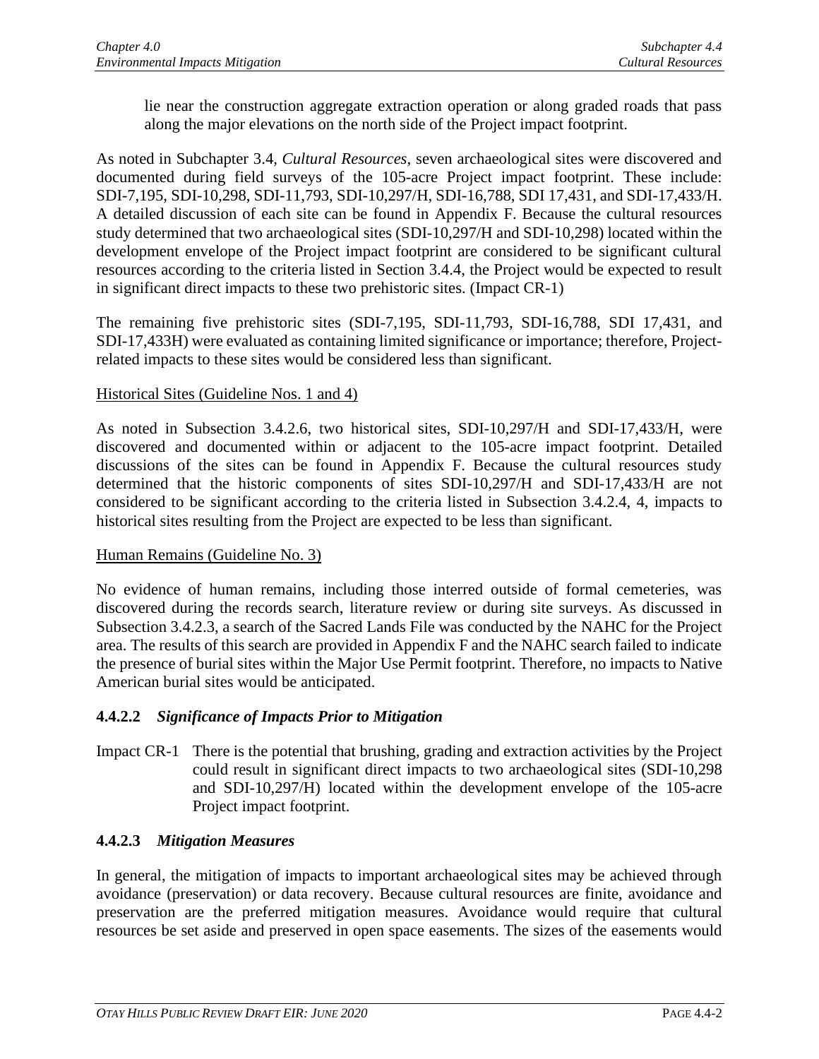lie near the construction aggregate extraction operation or along graded roads that pass along the major elevations on the north side of the Project impact footprint.

As noted in Subchapter 3.4, *Cultural Resources*, seven archaeological sites were discovered and documented during field surveys of the 105-acre Project impact footprint. These include: SDI-7,195, SDI-10,298, SDI-11,793, SDI-10,297/H, SDI-16,788, SDI 17,431, and SDI-17,433/H. A detailed discussion of each site can be found in Appendix F. Because the cultural resources study determined that two archaeological sites (SDI-10,297/H and SDI-10,298) located within the development envelope of the Project impact footprint are considered to be significant cultural resources according to the criteria listed in Section 3.4.4, the Project would be expected to result in significant direct impacts to these two prehistoric sites. (Impact CR-1)

The remaining five prehistoric sites (SDI-7,195, SDI-11,793, SDI-16,788, SDI 17,431, and SDI-17,433H) were evaluated as containing limited significance or importance; therefore, Project-related impacts to these sites would be considered less than significant.

<u>Historical Sites (Guideline Nos. 1 and 4)</u>

As noted in Subsection 3.4.2.6, two historical sites, SDI-10,297/H and SDI-17,433/H, were discovered and documented within or adjacent to the 105-acre impact footprint. Detailed discussions of the sites can be found in Appendix F. Because the cultural resources study determined that the historic components of sites SDI-10,297/H and SDI-17,433/H are not considered to be significant according to the criteria listed in Subsection 3.4.2.4, 4, impacts to historical sites resulting from the Project are expected to be less than significant.

<u>Human Remains (Guideline No. 3)</u>

No evidence of human remains, including those interred outside of formal cemeteries, was discovered during the records search, literature review or during site surveys. As discussed in Subsection 3.4.2.3, a search of the Sacred Lands File was conducted by the NAHC for the Project area. The results of this search are provided in Appendix F and the NAHC search failed to indicate the presence of burial sites within the Major Use Permit footprint. Therefore, no impacts to Native American burial sites would be anticipated.

### 4.4.2.2 *Significance of Impacts Prior to Mitigation*

Impact CR-1 There is the potential that brushing, grading and extraction activities by the Project could result in significant direct impacts to two archaeological sites (SDI-10,298 and SDI-10,297/H) located within the development envelope of the 105-acre Project impact footprint.

### 4.4.2.3 *Mitigation Measures*

In general, the mitigation of impacts to important archaeological sites may be achieved through avoidance (preservation) or data recovery. Because cultural resources are finite, avoidance and preservation are the preferred mitigation measures. Avoidance would require that cultural resources be set aside and preserved in open space easements. The sizes of the easements would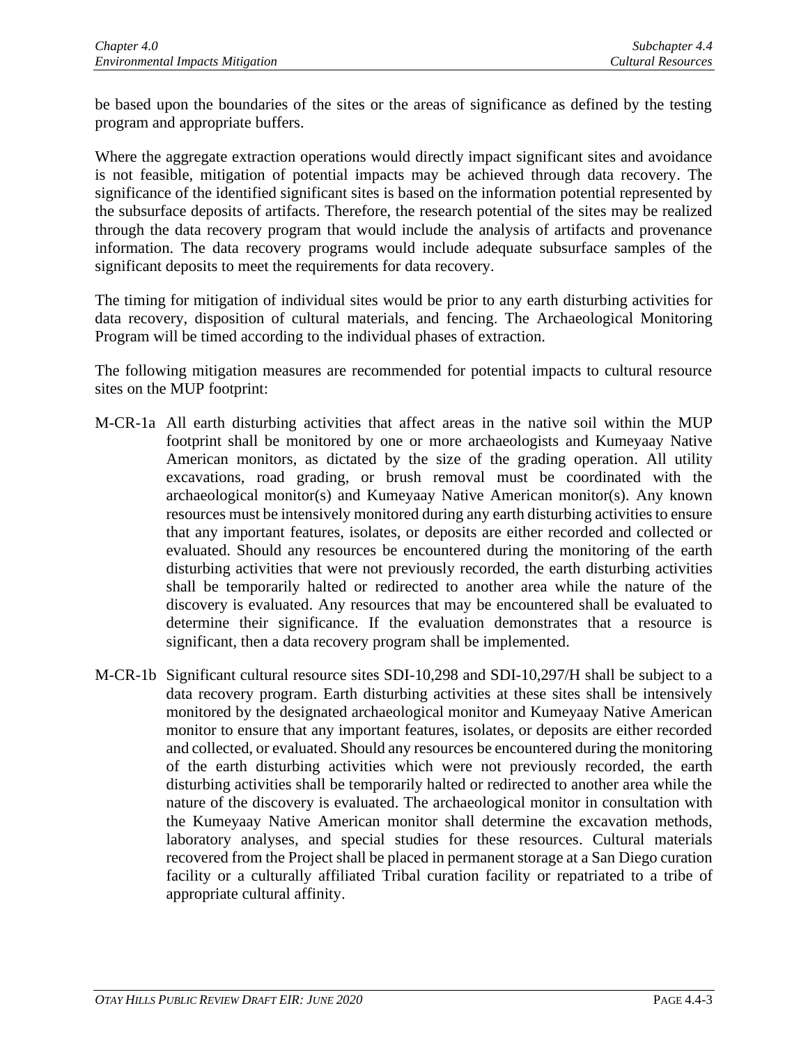be based upon the boundaries of the sites or the areas of significance as defined by the testing program and appropriate buffers.

Where the aggregate extraction operations would directly impact significant sites and avoidance is not feasible, mitigation of potential impacts may be achieved through data recovery. The significance of the identified significant sites is based on the information potential represented by the subsurface deposits of artifacts. Therefore, the research potential of the sites may be realized through the data recovery program that would include the analysis of artifacts and provenance information. The data recovery programs would include adequate subsurface samples of the significant deposits to meet the requirements for data recovery.

The timing for mitigation of individual sites would be prior to any earth disturbing activities for data recovery, disposition of cultural materials, and fencing. The Archaeological Monitoring Program will be timed according to the individual phases of extraction.

The following mitigation measures are recommended for potential impacts to cultural resource sites on the MUP footprint:

M-CR-1a All earth disturbing activities that affect areas in the native soil within the MUP footprint shall be monitored by one or more archaeologists and Kumeyaay Native American monitors, as dictated by the size of the grading operation. All utility excavations, road grading, or brush removal must be coordinated with the archaeological monitor(s) and Kumeyaay Native American monitor(s). Any known resources must be intensively monitored during any earth disturbing activities to ensure that any important features, isolates, or deposits are either recorded and collected or evaluated. Should any resources be encountered during the monitoring of the earth disturbing activities that were not previously recorded, the earth disturbing activities shall be temporarily halted or redirected to another area while the nature of the discovery is evaluated. Any resources that may be encountered shall be evaluated to determine their significance. If the evaluation demonstrates that a resource is significant, then a data recovery program shall be implemented.

M-CR-1b Significant cultural resource sites SDI-10,298 and SDI-10,297/H shall be subject to a data recovery program. Earth disturbing activities at these sites shall be intensively monitored by the designated archaeological monitor and Kumeyaay Native American monitor to ensure that any important features, isolates, or deposits are either recorded and collected, or evaluated. Should any resources be encountered during the monitoring of the earth disturbing activities which were not previously recorded, the earth disturbing activities shall be temporarily halted or redirected to another area while the nature of the discovery is evaluated. The archaeological monitor in consultation with the Kumeyaay Native American monitor shall determine the excavation methods, laboratory analyses, and special studies for these resources. Cultural materials recovered from the Project shall be placed in permanent storage at a San Diego curation facility or a culturally affiliated Tribal curation facility or repatriated to a tribe of appropriate cultural affinity.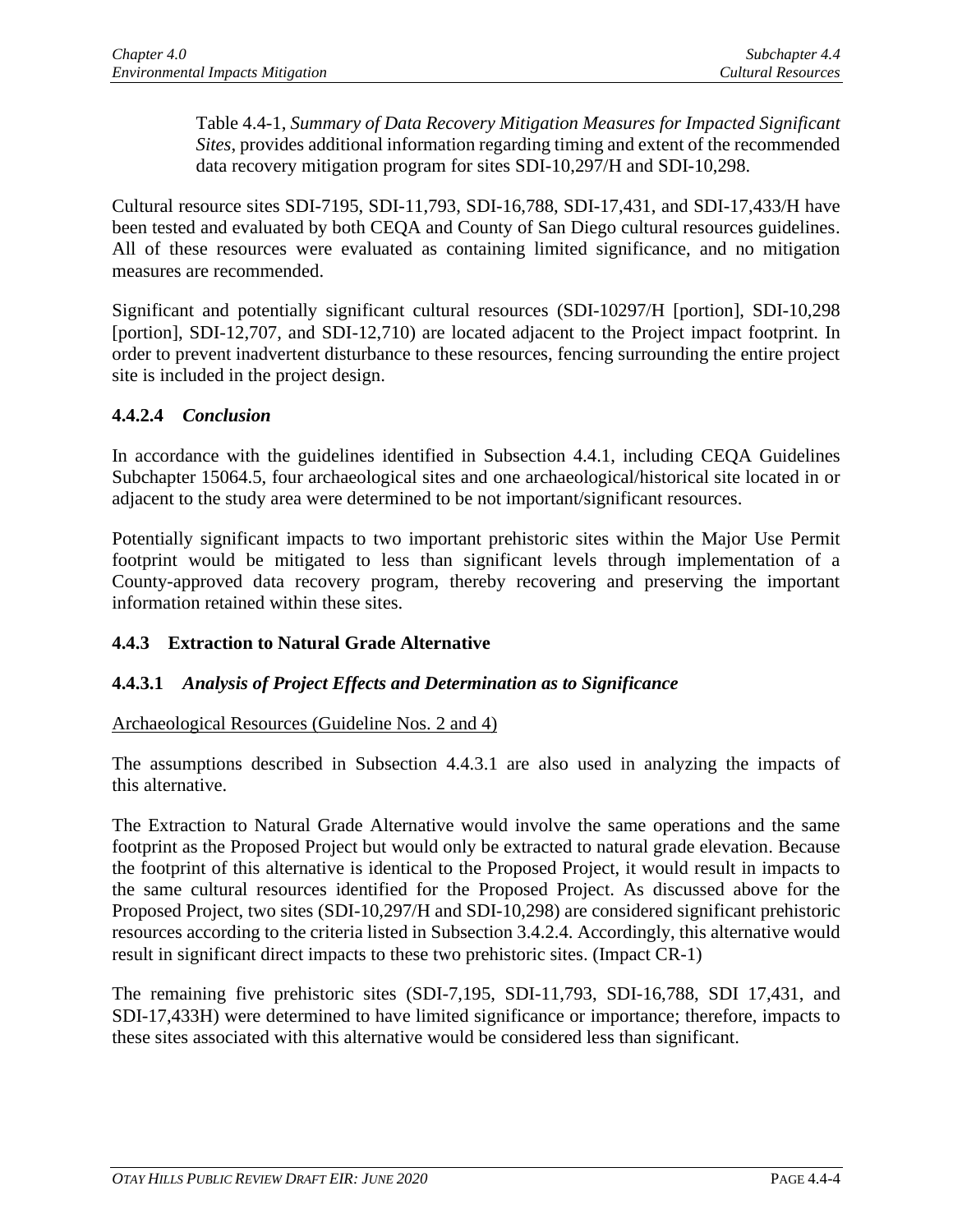Table 4.4-1, *Summary of Data Recovery Mitigation Measures for Impacted Significant Sites*, provides additional information regarding timing and extent of the recommended data recovery mitigation program for sites SDI-10,297/H and SDI-10,298.

Cultural resource sites SDI-7195, SDI-11,793, SDI-16,788, SDI-17,431, and SDI-17,433/H have been tested and evaluated by both CEQA and County of San Diego cultural resources guidelines. All of these resources were evaluated as containing limited significance, and no mitigation measures are recommended.

Significant and potentially significant cultural resources (SDI-10297/H [portion], SDI-10,298 [portion], SDI-12,707, and SDI-12,710) are located adjacent to the Project impact footprint. In order to prevent inadvertent disturbance to these resources, fencing surrounding the entire project site is included in the project design.

### 4.4.2.4 *Conclusion*

In accordance with the guidelines identified in Subsection 4.4.1, including CEQA Guidelines Subchapter 15064.5, four archaeological sites and one archaeological/historical site located in or adjacent to the study area were determined to be not important/significant resources.

Potentially significant impacts to two important prehistoric sites within the Major Use Permit footprint would be mitigated to less than significant levels through implementation of a County-approved data recovery program, thereby recovering and preserving the important information retained within these sites.

## 4.4.3 Extraction to Natural Grade Alternative

### 4.4.3.1 *Analysis of Project Effects and Determination as to Significance*

Archaeological Resources (Guideline Nos. 2 and 4)

The assumptions described in Subsection 4.4.3.1 are also used in analyzing the impacts of this alternative.

The Extraction to Natural Grade Alternative would involve the same operations and the same footprint as the Proposed Project but would only be extracted to natural grade elevation. Because the footprint of this alternative is identical to the Proposed Project, it would result in impacts to the same cultural resources identified for the Proposed Project. As discussed above for the Proposed Project, two sites (SDI-10,297/H and SDI-10,298) are considered significant prehistoric resources according to the criteria listed in Subsection 3.4.2.4. Accordingly, this alternative would result in significant direct impacts to these two prehistoric sites. (Impact CR-1)

The remaining five prehistoric sites (SDI-7,195, SDI-11,793, SDI-16,788, SDI 17,431, and SDI-17,433H) were determined to have limited significance or importance; therefore, impacts to these sites associated with this alternative would be considered less than significant.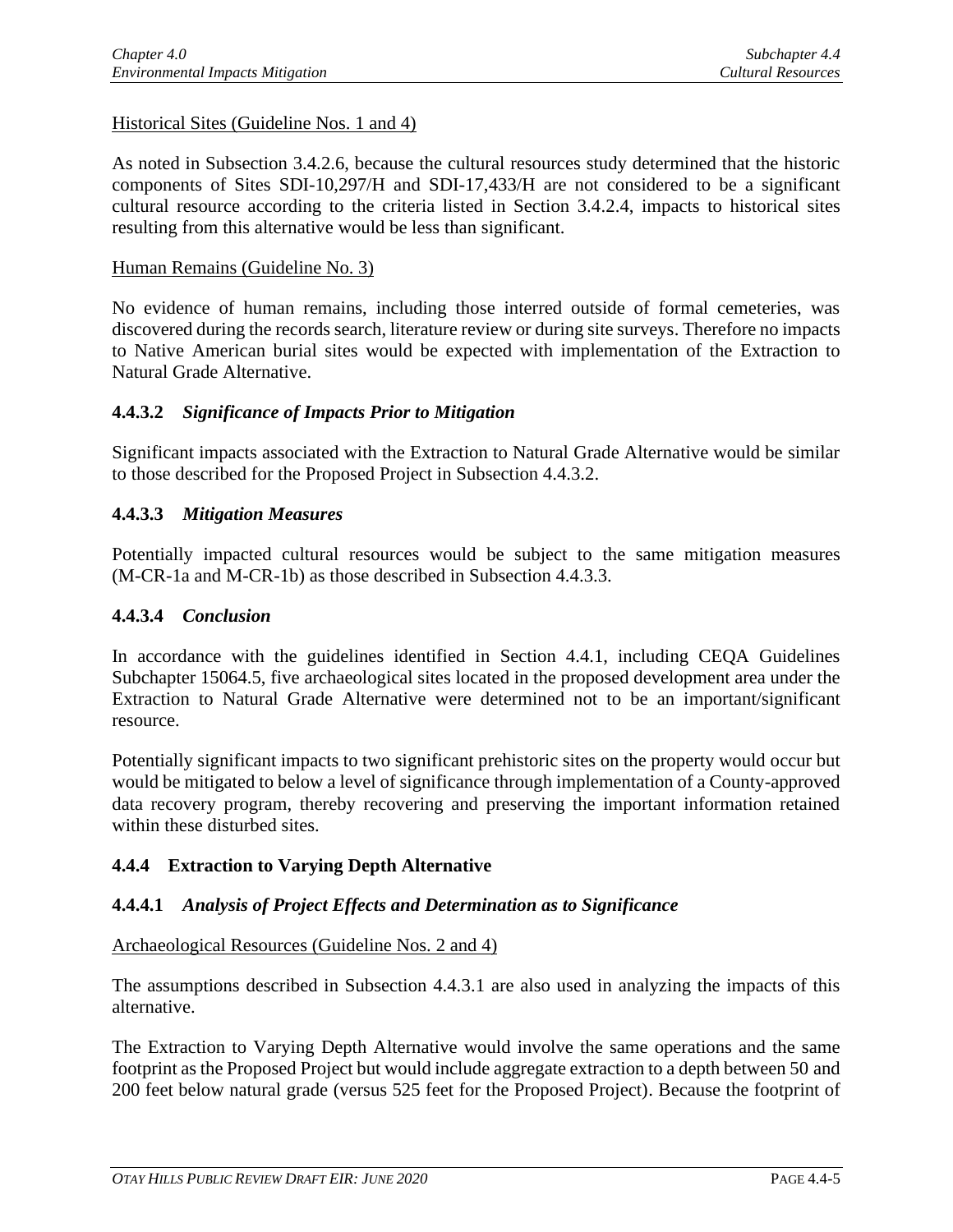Historical Sites (Guideline Nos. 1 and 4)

As noted in Subsection 3.4.2.6, because the cultural resources study determined that the historic components of Sites SDI-10,297/H and SDI-17,433/H are not considered to be a significant cultural resource according to the criteria listed in Section 3.4.2.4, impacts to historical sites resulting from this alternative would be less than significant.

Human Remains (Guideline No. 3)

No evidence of human remains, including those interred outside of formal cemeteries, was discovered during the records search, literature review or during site surveys. Therefore no impacts to Native American burial sites would be expected with implementation of the Extraction to Natural Grade Alternative.

### 4.4.3.2 *Significance of Impacts Prior to Mitigation*

Significant impacts associated with the Extraction to Natural Grade Alternative would be similar to those described for the Proposed Project in Subsection 4.4.3.2.

### 4.4.3.3 *Mitigation Measures*

Potentially impacted cultural resources would be subject to the same mitigation measures (M-CR-1a and M-CR-1b) as those described in Subsection 4.4.3.3.

### 4.4.3.4 *Conclusion*

In accordance with the guidelines identified in Section 4.4.1, including CEQA Guidelines Subchapter 15064.5, five archaeological sites located in the proposed development area under the Extraction to Natural Grade Alternative were determined not to be an important/significant resource.

Potentially significant impacts to two significant prehistoric sites on the property would occur but would be mitigated to below a level of significance through implementation of a County-approved data recovery program, thereby recovering and preserving the important information retained within these disturbed sites.

## 4.4.4 Extraction to Varying Depth Alternative

### 4.4.4.1 *Analysis of Project Effects and Determination as to Significance*

Archaeological Resources (Guideline Nos. 2 and 4)

The assumptions described in Subsection 4.4.3.1 are also used in analyzing the impacts of this alternative.

The Extraction to Varying Depth Alternative would involve the same operations and the same footprint as the Proposed Project but would include aggregate extraction to a depth between 50 and 200 feet below natural grade (versus 525 feet for the Proposed Project). Because the footprint of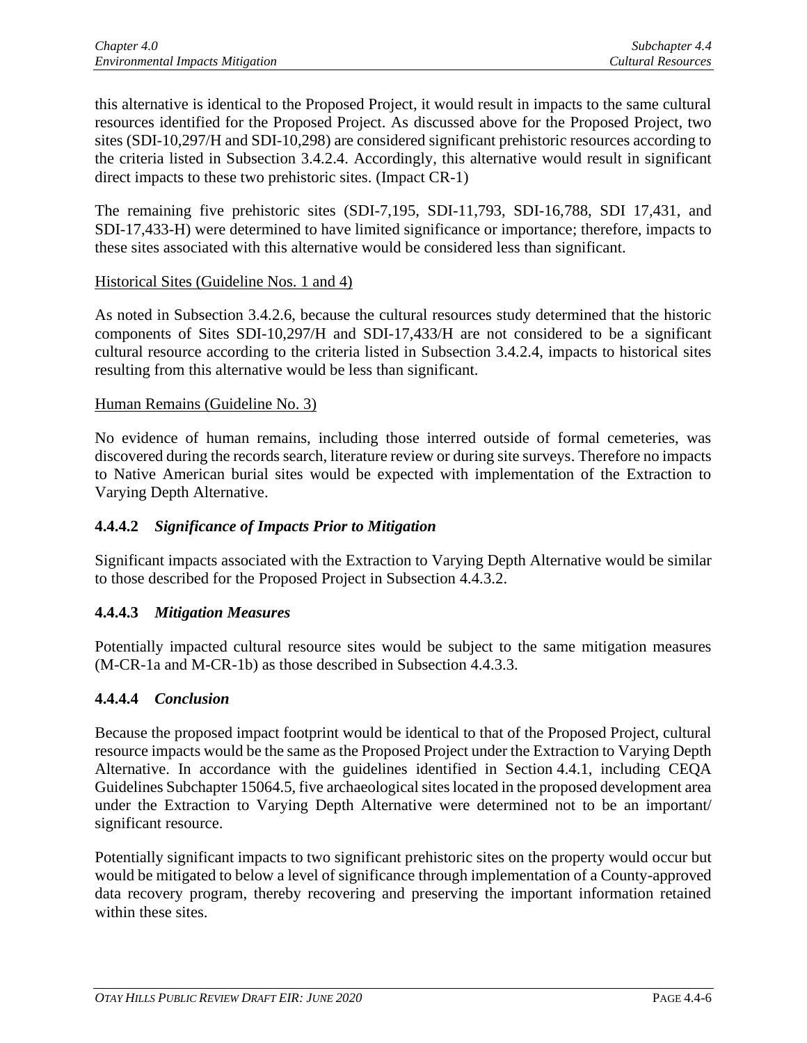this alternative is identical to the Proposed Project, it would result in impacts to the same cultural resources identified for the Proposed Project. As discussed above for the Proposed Project, two sites (SDI-10,297/H and SDI-10,298) are considered significant prehistoric resources according to the criteria listed in Subsection 3.4.2.4. Accordingly, this alternative would result in significant direct impacts to these two prehistoric sites. (Impact CR-1)

The remaining five prehistoric sites (SDI-7,195, SDI-11,793, SDI-16,788, SDI 17,431, and SDI-17,433-H) were determined to have limited significance or importance; therefore, impacts to these sites associated with this alternative would be considered less than significant.

Historical Sites (Guideline Nos. 1 and 4)

As noted in Subsection 3.4.2.6, because the cultural resources study determined that the historic components of Sites SDI-10,297/H and SDI-17,433/H are not considered to be a significant cultural resource according to the criteria listed in Subsection 3.4.2.4, impacts to historical sites resulting from this alternative would be less than significant.

Human Remains (Guideline No. 3)

No evidence of human remains, including those interred outside of formal cemeteries, was discovered during the records search, literature review or during site surveys. Therefore no impacts to Native American burial sites would be expected with implementation of the Extraction to Varying Depth Alternative.

### 4.4.4.2 *Significance of Impacts Prior to Mitigation*

Significant impacts associated with the Extraction to Varying Depth Alternative would be similar to those described for the Proposed Project in Subsection 4.4.3.2.

### 4.4.4.3 *Mitigation Measures*

Potentially impacted cultural resource sites would be subject to the same mitigation measures (M-CR-1a and M-CR-1b) as those described in Subsection 4.4.3.3.

### 4.4.4.4 *Conclusion*

Because the proposed impact footprint would be identical to that of the Proposed Project, cultural resource impacts would be the same as the Proposed Project under the Extraction to Varying Depth Alternative. In accordance with the guidelines identified in Section 4.4.1, including CEQA Guidelines Subchapter 15064.5, five archaeological sites located in the proposed development area under the Extraction to Varying Depth Alternative were determined not to be an important/ significant resource.

Potentially significant impacts to two significant prehistoric sites on the property would occur but would be mitigated to below a level of significance through implementation of a County-approved data recovery program, thereby recovering and preserving the important information retained within these sites.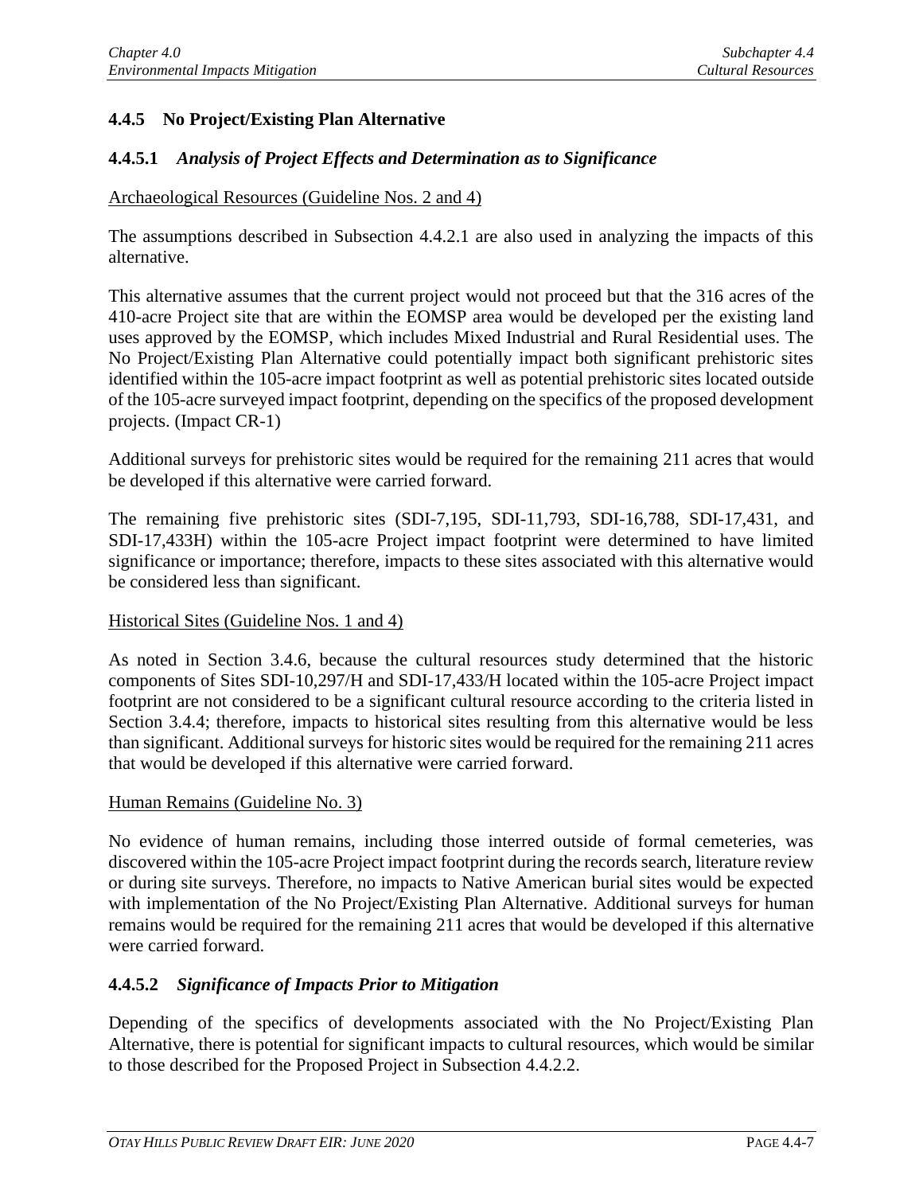### 4.4.5 No Project/Existing Plan Alternative

#### 4.4.5.1 *Analysis of Project Effects and Determination as to Significance*

Archaeological Resources (Guideline Nos. 2 and 4)

The assumptions described in Subsection 4.4.2.1 are also used in analyzing the impacts of this alternative.

This alternative assumes that the current project would not proceed but that the 316 acres of the 410-acre Project site that are within the EOMSP area would be developed per the existing land uses approved by the EOMSP, which includes Mixed Industrial and Rural Residential uses. The No Project/Existing Plan Alternative could potentially impact both significant prehistoric sites identified within the 105-acre impact footprint as well as potential prehistoric sites located outside of the 105-acre surveyed impact footprint, depending on the specifics of the proposed development projects. (Impact CR-1)

Additional surveys for prehistoric sites would be required for the remaining 211 acres that would be developed if this alternative were carried forward.

The remaining five prehistoric sites (SDI-7,195, SDI-11,793, SDI-16,788, SDI-17,431, and SDI-17,433H) within the 105-acre Project impact footprint were determined to have limited significance or importance; therefore, impacts to these sites associated with this alternative would be considered less than significant.

Historical Sites (Guideline Nos. 1 and 4)

As noted in Section 3.4.6, because the cultural resources study determined that the historic components of Sites SDI-10,297/H and SDI-17,433/H located within the 105-acre Project impact footprint are not considered to be a significant cultural resource according to the criteria listed in Section 3.4.4; therefore, impacts to historical sites resulting from this alternative would be less than significant. Additional surveys for historic sites would be required for the remaining 211 acres that would be developed if this alternative were carried forward.

Human Remains (Guideline No. 3)

No evidence of human remains, including those interred outside of formal cemeteries, was discovered within the 105-acre Project impact footprint during the records search, literature review or during site surveys. Therefore, no impacts to Native American burial sites would be expected with implementation of the No Project/Existing Plan Alternative. Additional surveys for human remains would be required for the remaining 211 acres that would be developed if this alternative were carried forward.

#### 4.4.5.2 *Significance of Impacts Prior to Mitigation*

Depending of the specifics of developments associated with the No Project/Existing Plan Alternative, there is potential for significant impacts to cultural resources, which would be similar to those described for the Proposed Project in Subsection 4.4.2.2.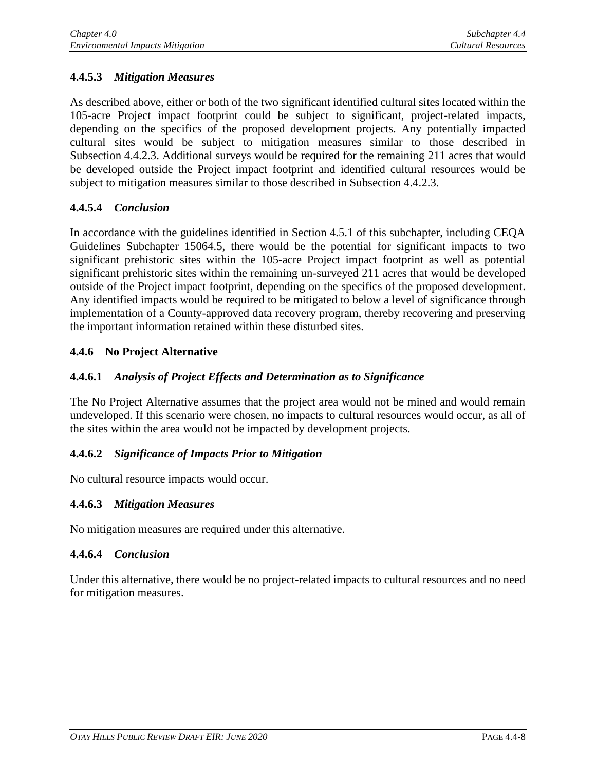### 4.4.5.3 *Mitigation Measures*

As described above, either or both of the two significant identified cultural sites located within the 105-acre Project impact footprint could be subject to significant, project-related impacts, depending on the specifics of the proposed development projects. Any potentially impacted cultural sites would be subject to mitigation measures similar to those described in Subsection 4.4.2.3. Additional surveys would be required for the remaining 211 acres that would be developed outside the Project impact footprint and identified cultural resources would be subject to mitigation measures similar to those described in Subsection 4.4.2.3.

### 4.4.5.4 *Conclusion*

In accordance with the guidelines identified in Section 4.5.1 of this subchapter, including CEQA Guidelines Subchapter 15064.5, there would be the potential for significant impacts to two significant prehistoric sites within the 105-acre Project impact footprint as well as potential significant prehistoric sites within the remaining un-surveyed 211 acres that would be developed outside of the Project impact footprint, depending on the specifics of the proposed development. Any identified impacts would be required to be mitigated to below a level of significance through implementation of a County-approved data recovery program, thereby recovering and preserving the important information retained within these disturbed sites.

## 4.4.6 No Project Alternative

### 4.4.6.1 *Analysis of Project Effects and Determination as to Significance*

The No Project Alternative assumes that the project area would not be mined and would remain undeveloped. If this scenario were chosen, no impacts to cultural resources would occur, as all of the sites within the area would not be impacted by development projects.

### 4.4.6.2 *Significance of Impacts Prior to Mitigation*

No cultural resource impacts would occur.

### 4.4.6.3 *Mitigation Measures*

No mitigation measures are required under this alternative.

### 4.4.6.4 *Conclusion*

Under this alternative, there would be no project-related impacts to cultural resources and no need for mitigation measures.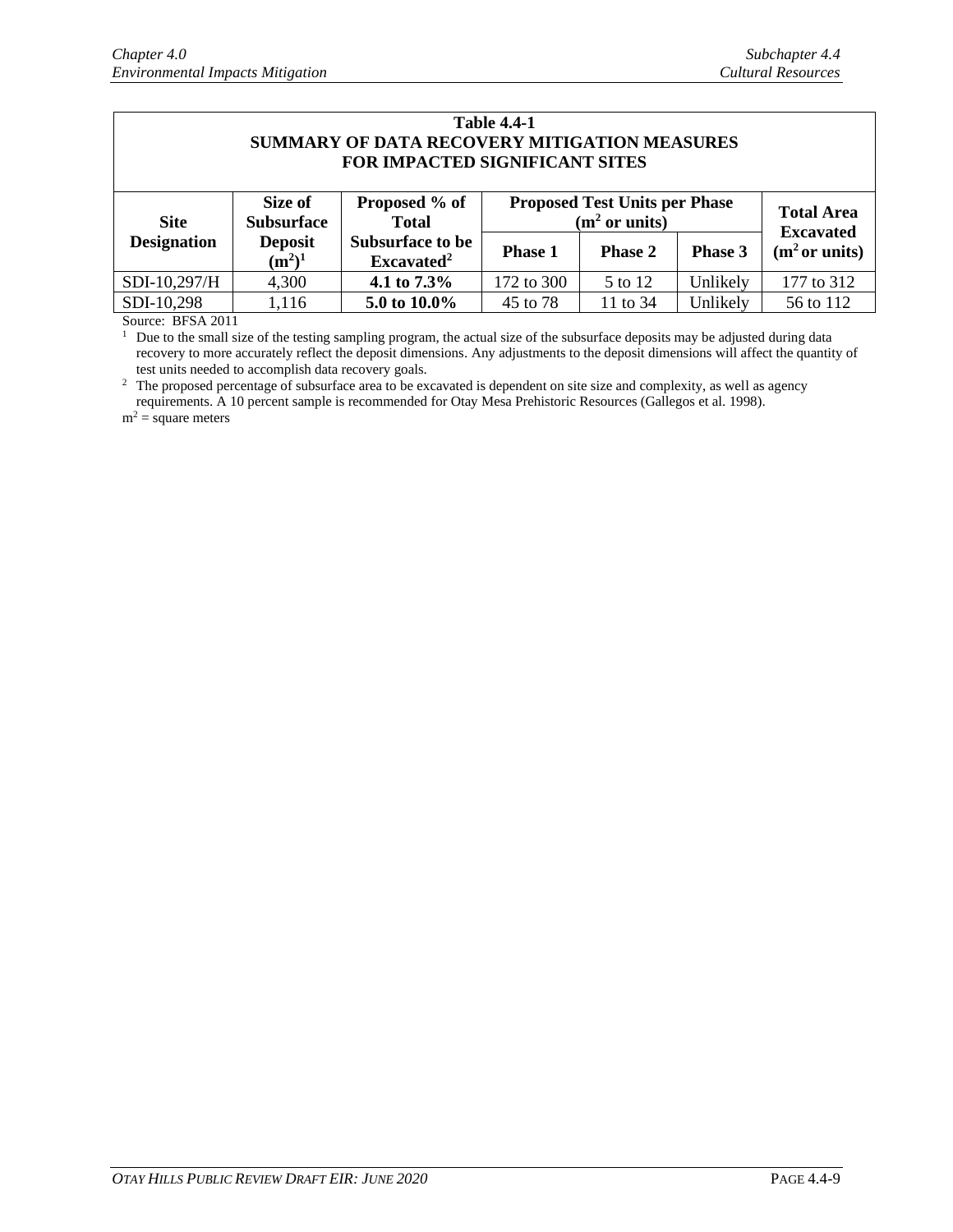**Table 4.4-1**
**SUMMARY OF DATA RECOVERY MITIGATION MEASURES FOR IMPACTED SIGNIFICANT SITES**

| Site Designation | Size of Subsurface Deposit ($m^2$)[1] | Proposed % of Total Subsurface to be Excavated[2] | Proposed Test Units per Phase ($m^2$ or units) | | | Total Area Excavated ($m^2$ or units) |
|---|---|---|---|---|---|---|
| | | | Phase 1 | Phase 2 | Phase 3 | |
| SDI-10,297/H | 4,300 | **4.1 to 7.3%** | 172 to 300 | 5 to 12 | Unlikely | 177 to 312 |
| SDI-10,298 | 1,116 | **5.0 to 10.0%** | 45 to 78 | 11 to 34 | Unlikely | 56 to 112 |

Source: BFSA 2011

[1] Due to the small size of the testing sampling program, the actual size of the subsurface deposits may be adjusted during data recovery to more accurately reflect the deposit dimensions. Any adjustments to the deposit dimensions will affect the quantity of test units needed to accomplish data recovery goals.

[2] The proposed percentage of subsurface area to be excavated is dependent on site size and complexity, as well as agency requirements. A 10 percent sample is recommended for Otay Mesa Prehistoric Resources (Gallegos et al. 1998).

$m^2$ = square meters